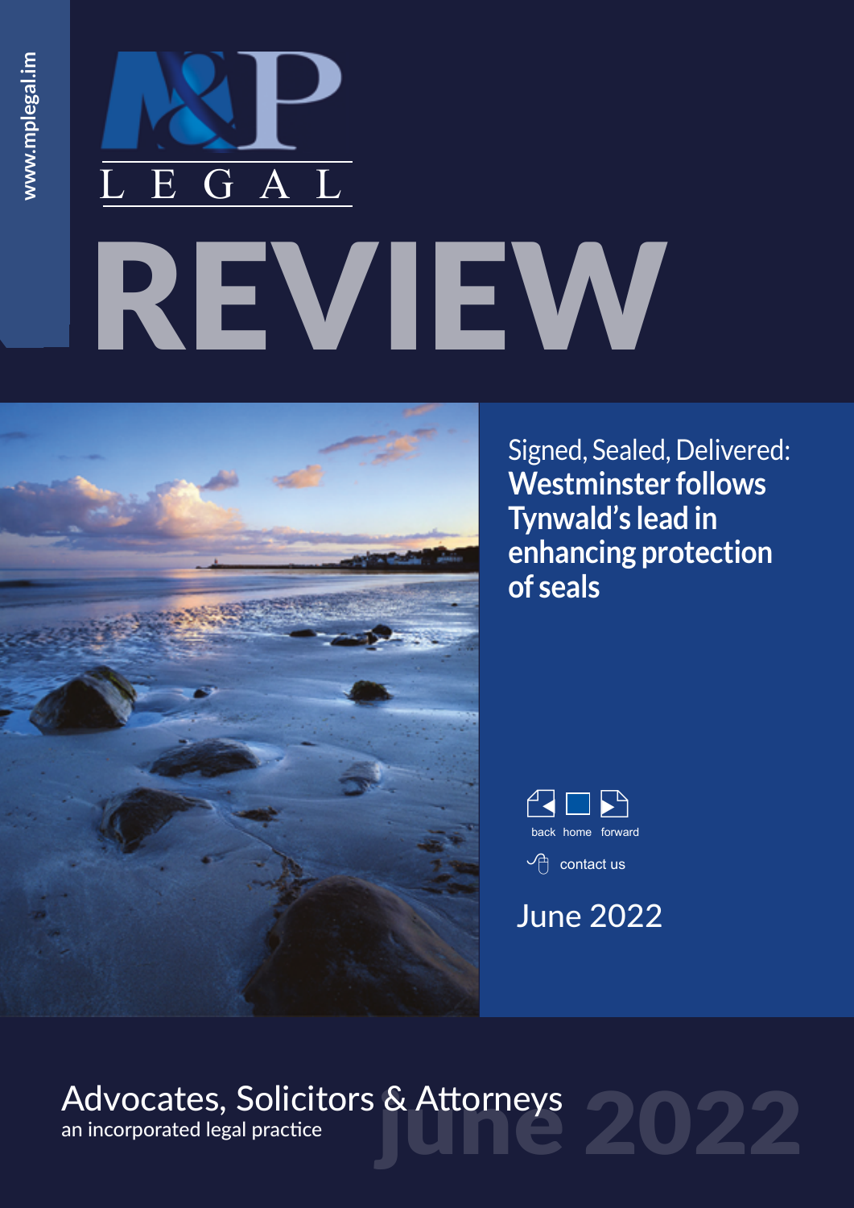www.mplegal.im

M&P LEGAL

# REVIEW

## Signed, Sealed, Delivered: **Westminster follows Tynwald's lead in enhancing protection of seals**

back home forward

contact us

June 2022

Advocates, Solicitors & Attorneys
an incorporated legal practice

June 2022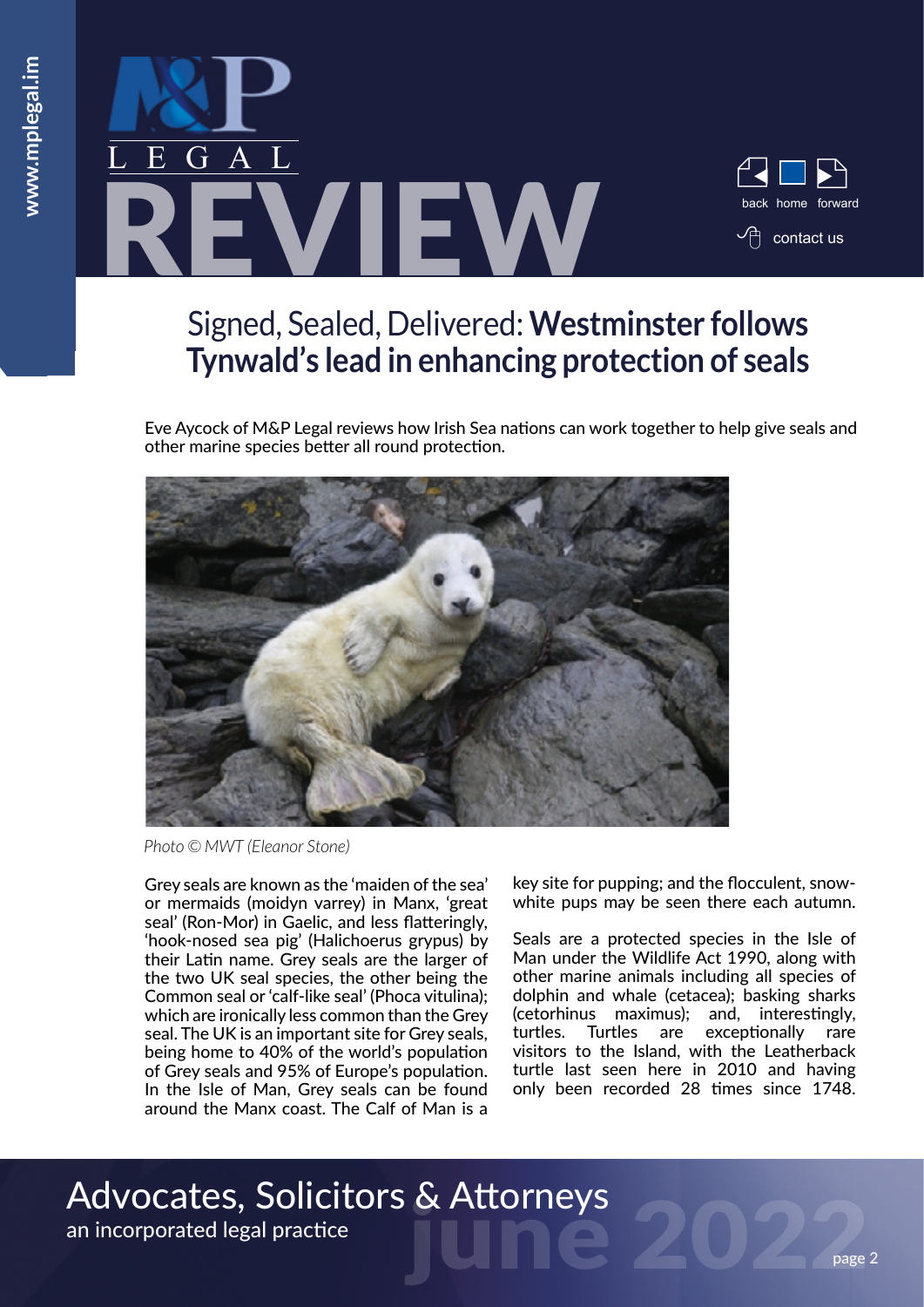# Signed, Sealed, Delivered: **Westminster follows Tynwald's lead in enhancing protection of seals**

Eve Aycock of M&P Legal reviews how Irish Sea nations can work together to help give seals and other marine species better all round protection.

*Photo © MWT (Eleanor Stone)*

Grey seals are known as the 'maiden of the sea' or mermaids (moidyn varrey) in Manx, 'great seal' (Ron-Mor) in Gaelic, and less flatteringly, 'hook-nosed sea pig' (Halichoerus grypus) by their Latin name. Grey seals are the larger of the two UK seal species, the other being the Common seal or 'calf-like seal' (Phoca vitulina); which are ironically less common than the Grey seal. The UK is an important site for Grey seals, being home to 40% of the world's population of Grey seals and 95% of Europe's population. In the Isle of Man, Grey seals can be found around the Manx coast. The Calf of Man is a key site for pupping; and the flocculent, snow-white pups may be seen there each autumn.

Seals are a protected species in the Isle of Man under the Wildlife Act 1990, along with other marine animals including all species of dolphin and whale (cetacea); basking sharks (cetorhinus maximus); and, interestingly, turtles. Turtles are exceptionally rare visitors to the Island, with the Leatherback turtle last seen here in 2010 and having only been recorded 28 times since 1748.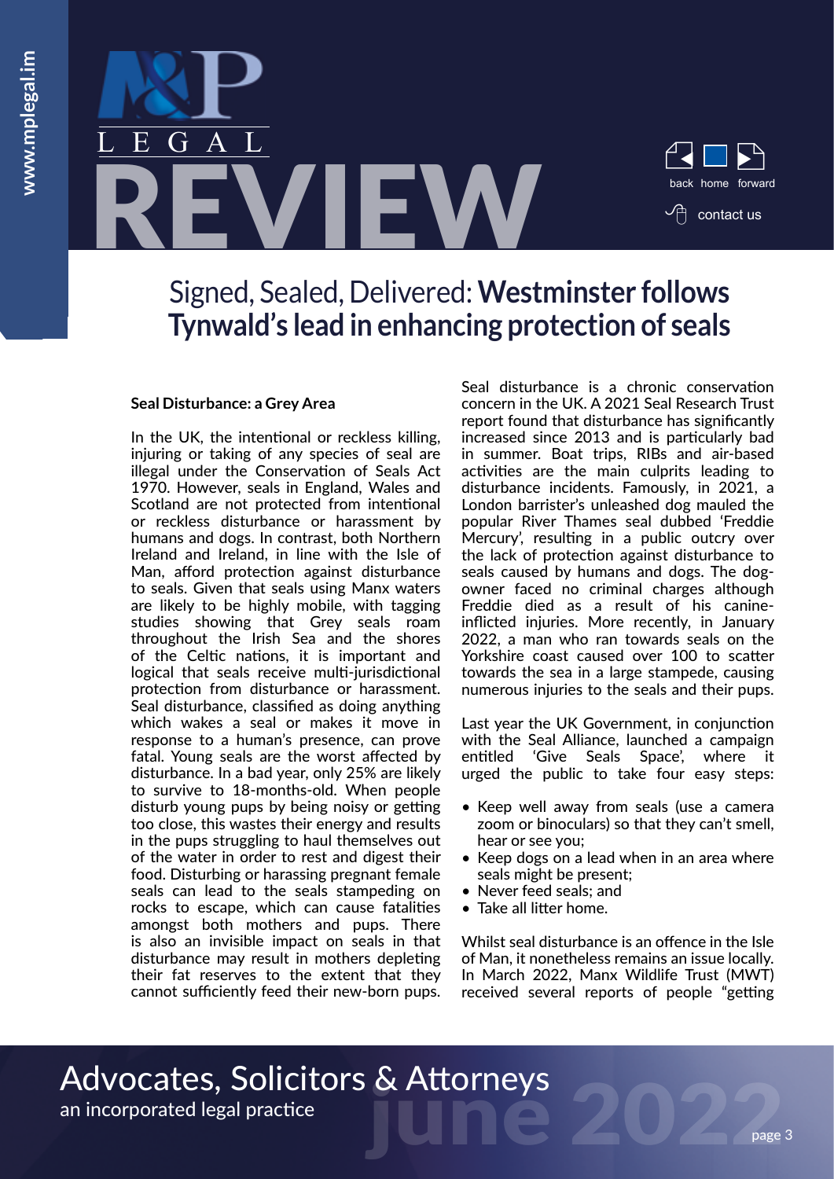# Signed, Sealed, Delivered: **Westminster follows Tynwald's lead in enhancing protection of seals**

**Seal Disturbance: a Grey Area**

In the UK, the intentional or reckless killing, injuring or taking of any species of seal are illegal under the Conservation of Seals Act 1970. However, seals in England, Wales and Scotland are not protected from intentional or reckless disturbance or harassment by humans and dogs. In contrast, both Northern Ireland and Ireland, in line with the Isle of Man, afford protection against disturbance to seals. Given that seals using Manx waters are likely to be highly mobile, with tagging studies showing that Grey seals roam throughout the Irish Sea and the shores of the Celtic nations, it is important and logical that seals receive multi-jurisdictional protection from disturbance or harassment. Seal disturbance, classified as doing anything which wakes a seal or makes it move in response to a human's presence, can prove fatal. Young seals are the worst affected by disturbance. In a bad year, only 25% are likely to survive to 18-months-old. When people disturb young pups by being noisy or getting too close, this wastes their energy and results in the pups struggling to haul themselves out of the water in order to rest and digest their food. Disturbing or harassing pregnant female seals can lead to the seals stampeding on rocks to escape, which can cause fatalities amongst both mothers and pups. There is also an invisible impact on seals in that disturbance may result in mothers depleting their fat reserves to the extent that they cannot sufficiently feed their new-born pups.

Seal disturbance is a chronic conservation concern in the UK. A 2021 Seal Research Trust report found that disturbance has significantly increased since 2013 and is particularly bad in summer. Boat trips, RIBs and air-based activities are the main culprits leading to disturbance incidents. Famously, in 2021, a London barrister's unleashed dog mauled the popular River Thames seal dubbed 'Freddie Mercury', resulting in a public outcry over the lack of protection against disturbance to seals caused by humans and dogs. The dog-owner faced no criminal charges although Freddie died as a result of his canine-inflicted injuries. More recently, in January 2022, a man who ran towards seals on the Yorkshire coast caused over 100 to scatter towards the sea in a large stampede, causing numerous injuries to the seals and their pups.

Last year the UK Government, in conjunction with the Seal Alliance, launched a campaign entitled 'Give Seals Space', where it urged the public to take four easy steps:

- Keep well away from seals (use a camera zoom or binoculars) so that they can't smell, hear or see you;
- Keep dogs on a lead when in an area where seals might be present;
- Never feed seals; and
- Take all litter home.

Whilst seal disturbance is an offence in the Isle of Man, it nonetheless remains an issue locally. In March 2022, Manx Wildlife Trust (MWT) received several reports of people "getting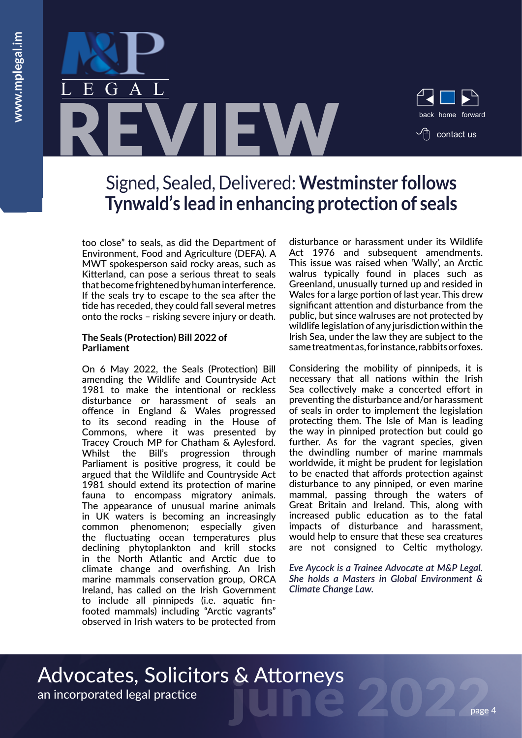# Signed, Sealed, Delivered: **Westminster follows Tynwald's lead in enhancing protection of seals**

too close" to seals, as did the Department of Environment, Food and Agriculture (DEFA). A MWT spokesperson said rocky areas, such as Kitterland, can pose a serious threat to seals that become frightened by human interference. If the seals try to escape to the sea after the tide has receded, they could fall several metres onto the rocks – risking severe injury or death.

**The Seals (Protection) Bill 2022 of Parliament**

On 6 May 2022, the Seals (Protection) Bill amending the Wildlife and Countryside Act 1981 to make the intentional or reckless disturbance or harassment of seals an offence in England & Wales progressed to its second reading in the House of Commons, where it was presented by Tracey Crouch MP for Chatham & Aylesford. Whilst the Bill's progression through Parliament is positive progress, it could be argued that the Wildlife and Countryside Act 1981 should extend its protection of marine fauna to encompass migratory animals. The appearance of unusual marine animals in UK waters is becoming an increasingly common phenomenon; especially given the fluctuating ocean temperatures plus declining phytoplankton and krill stocks in the North Atlantic and Arctic due to climate change and overfishing. An Irish marine mammals conservation group, ORCA Ireland, has called on the Irish Government to include all pinnipeds (i.e. aquatic fin-footed mammals) including "Arctic vagrants" observed in Irish waters to be protected from disturbance or harassment under its Wildlife Act 1976 and subsequent amendments. This issue was raised when 'Wally', an Arctic walrus typically found in places such as Greenland, unusually turned up and resided in Wales for a large portion of last year. This drew significant attention and disturbance from the public, but since walruses are not protected by wildlife legislation of any jurisdiction within the Irish Sea, under the law they are subject to the same treatment as, for instance, rabbits or foxes.

Considering the mobility of pinnipeds, it is necessary that all nations within the Irish Sea collectively make a concerted effort in preventing the disturbance and/or harassment of seals in order to implement the legislation protecting them. The Isle of Man is leading the way in pinniped protection but could go further. As for the vagrant species, given the dwindling number of marine mammals worldwide, it might be prudent for legislation to be enacted that affords protection against disturbance to any pinniped, or even marine mammal, passing through the waters of Great Britain and Ireland. This, along with increased public education as to the fatal impacts of disturbance and harassment, would help to ensure that these sea creatures are not consigned to Celtic mythology.

*Eve Aycock is a Trainee Advocate at M&P Legal. She holds a Masters in Global Environment & Climate Change Law.*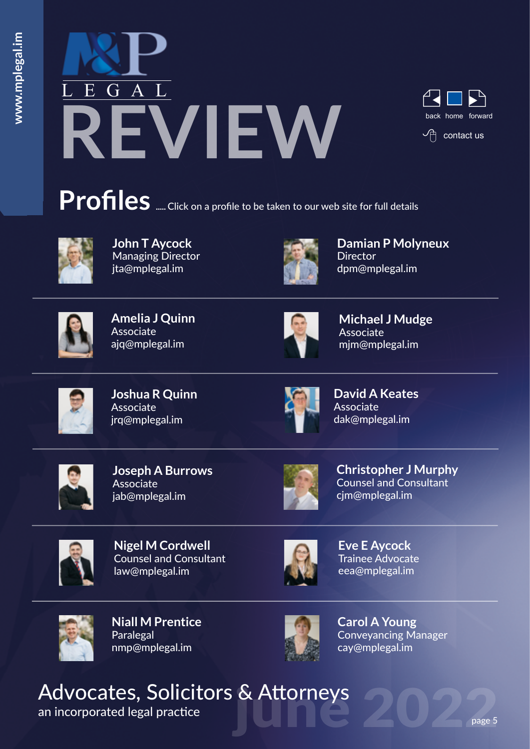# M&P LEGAL REVIEW

## Profiles

..... Click on a profile to be taken to our web site for full details

**John T Aycock**
Managing Director
jta@mplegal.im

**Damian P Molyneux**
Director
dpm@mplegal.im

**Amelia J Quinn**
Associate
ajq@mplegal.im

**Michael J Mudge**
Associate
mjm@mplegal.im

**Joshua R Quinn**
Associate
jrq@mplegal.im

**David A Keates**
Associate
dak@mplegal.im

**Joseph A Burrows**
Associate
jab@mplegal.im

**Christopher J Murphy**
Counsel and Consultant
cjm@mplegal.im

**Nigel M Cordwell**
Counsel and Consultant
law@mplegal.im

**Eve E Aycock**
Trainee Advocate
eea@mplegal.im

**Niall M Prentice**
Paralegal
nmp@mplegal.im

**Carol A Young**
Conveyancing Manager
cay@mplegal.im

Advocates, Solicitors & Attorneys
an incorporated legal practice

June 2022